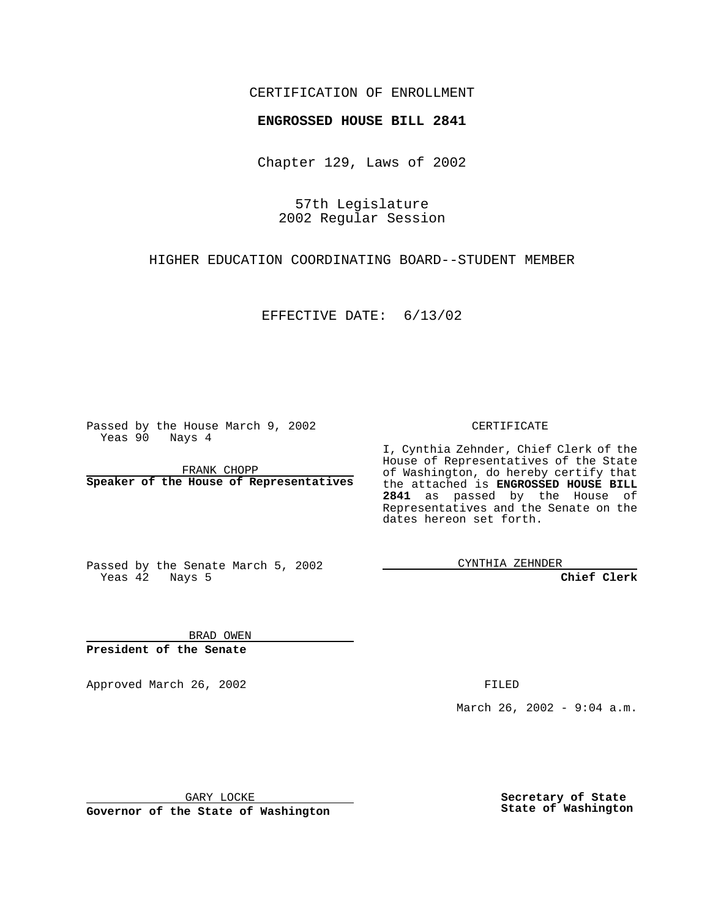CERTIFICATION OF ENROLLMENT

**ENGROSSED HOUSE BILL 2841**

Chapter 129, Laws of 2002

57th Legislature
2002 Regular Session

HIGHER EDUCATION COORDINATING BOARD--STUDENT MEMBER

EFFECTIVE DATE: 6/13/02

Passed by the House March 9, 2002
Yeas 90 Nays 4

FRANK CHOPP
**Speaker of the House of Representatives**

Passed by the Senate March 5, 2002
Yeas 42 Nays 5

BRAD OWEN
**President of the Senate**

CERTIFICATE

I, Cynthia Zehnder, Chief Clerk of the House of Representatives of the State of Washington, do hereby certify that the attached is **ENGROSSED HOUSE BILL 2841** as passed by the House of Representatives and the Senate on the dates hereon set forth.

CYNTHIA ZEHNDER
**Chief Clerk**

Approved March 26, 2002

FILED

March 26, 2002 - 9:04 a.m.

GARY LOCKE
**Governor of the State of Washington**

**Secretary of State**
**State of Washington**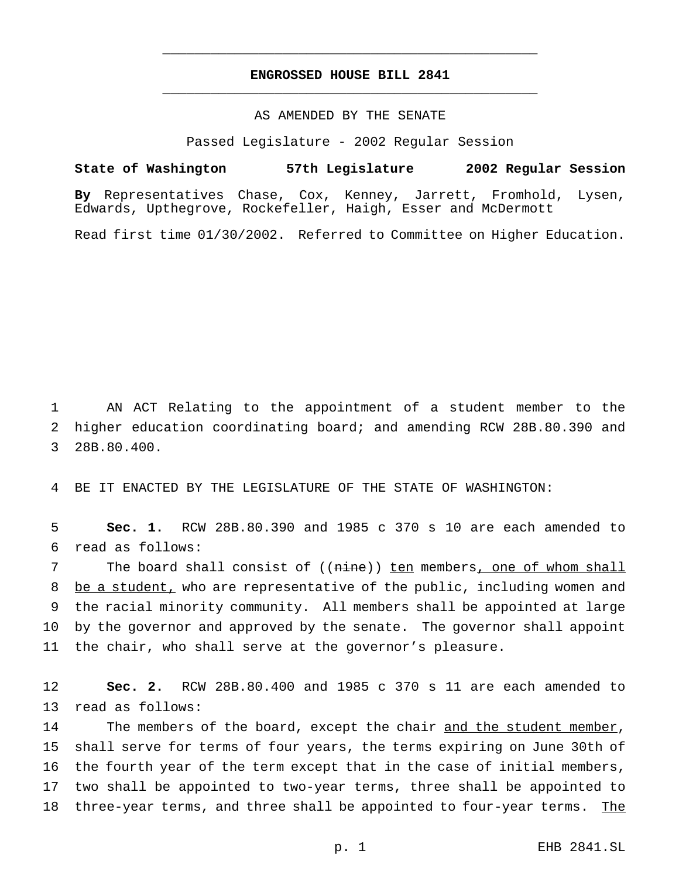# ENGROSSED HOUSE BILL 2841

AS AMENDED BY THE SENATE

Passed Legislature - 2002 Regular Session

**State of Washington 57th Legislature 2002 Regular Session**

**By** Representatives Chase, Cox, Kenney, Jarrett, Fromhold, Lysen, Edwards, Upthegrove, Rockefeller, Haigh, Esser and McDermott

Read first time 01/30/2002. Referred to Committee on Higher Education.

1 AN ACT Relating to the appointment of a student member to the
2 higher education coordinating board; and amending RCW 28B.80.390 and
3 28B.80.400.

4 BE IT ENACTED BY THE LEGISLATURE OF THE STATE OF WASHINGTON:

5 **Sec. 1.** RCW 28B.80.390 and 1985 c 370 s 10 are each amended to
6 read as follows:

7 The board shall consist of ((~~nine~~)) <u>ten</u> members<u>, one of whom shall</u>
8 <u>be a student,</u> who are representative of the public, including women and
9 the racial minority community. All members shall be appointed at large
10 by the governor and approved by the senate. The governor shall appoint
11 the chair, who shall serve at the governor's pleasure.

12 **Sec. 2.** RCW 28B.80.400 and 1985 c 370 s 11 are each amended to
13 read as follows:

14 The members of the board, except the chair <u>and the student member</u>,
15 shall serve for terms of four years, the terms expiring on June 30th of
16 the fourth year of the term except that in the case of initial members,
17 two shall be appointed to two-year terms, three shall be appointed to
18 three-year terms, and three shall be appointed to four-year terms. <u>The</u>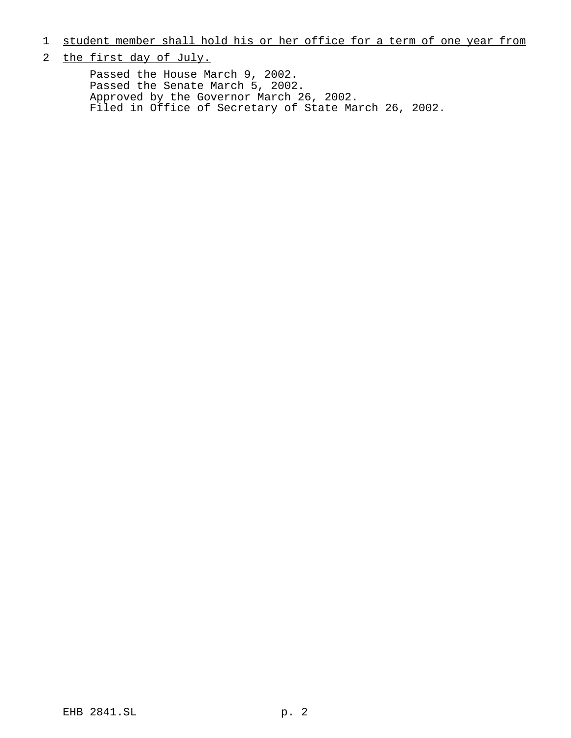student member shall hold his or her office for a term of one year from the first day of July.

Passed the House March 9, 2002.
Passed the Senate March 5, 2002.
Approved by the Governor March 26, 2002.
Filed in Office of Secretary of State March 26, 2002.